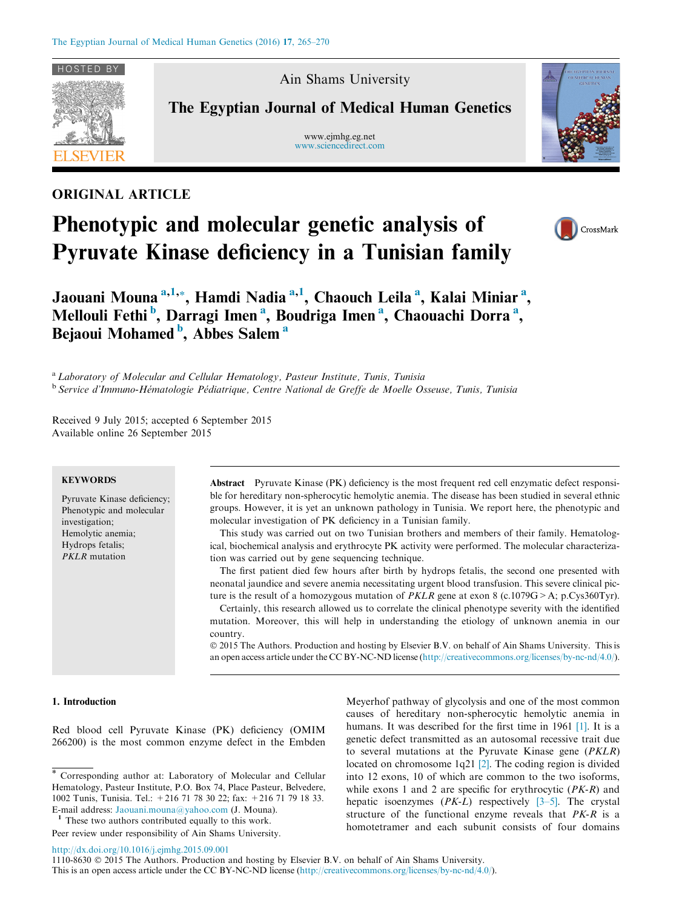Ain Shams University

The Egyptian Journal of Medical Human Genetics

www.ejmhg.eg.net
www.sciencedirect.com

ORIGINAL ARTICLE

# Phenotypic and molecular genetic analysis of Pyruvate Kinase deficiency in a Tunisian family

**Jaouani Mouna** [a,1,*], **Hamdi Nadia** [a,1], **Chaouch Leila** [a], **Kalai Miniar** [a], **Mellouli Fethi** [b], **Darragi Imen** [a], **Boudriga Imen** [a], **Chaouachi Dorra** [a], **Bejaoui Mohamed** [b], **Abbes Salem** [a]

[a] *Laboratory of Molecular and Cellular Hematology, Pasteur Institute, Tunis, Tunisia*
[b] *Service d'Immuno-Hématologie Pédiatrique, Centre National de Greffe de Moelle Osseuse, Tunis, Tunisia*

Received 9 July 2015; accepted 6 September 2015
Available online 26 September 2015

**KEYWORDS**

Pyruvate Kinase deficiency;
Phenotypic and molecular investigation;
Hemolytic anemia;
Hydrops fetalis;
*PKLR* mutation

**Abstract** Pyruvate Kinase (PK) deficiency is the most frequent red cell enzymatic defect responsible for hereditary non-spherocytic hemolytic anemia. The disease has been studied in several ethnic groups. However, it is yet an unknown pathology in Tunisia. We report here, the phenotypic and molecular investigation of PK deficiency in a Tunisian family.

This study was carried out on two Tunisian brothers and members of their family. Hematological, biochemical analysis and erythrocyte PK activity were performed. The molecular characterization was carried out by gene sequencing technique.

The first patient died few hours after birth by hydrops fetalis, the second one presented with neonatal jaundice and severe anemia necessitating urgent blood transfusion. This severe clinical picture is the result of a homozygous mutation of *PKLR* gene at exon 8 (c.1079G > A; p.Cys360Tyr).

Certainly, this research allowed us to correlate the clinical phenotype severity with the identified mutation. Moreover, this will help in understanding the etiology of unknown anemia in our country.

© 2015 The Authors. Production and hosting by Elsevier B.V. on behalf of Ain Shams University. This is an open access article under the CC BY-NC-ND license (http://creativecommons.org/licenses/by-nc-nd/4.0/).

## 1. Introduction

Red blood cell Pyruvate Kinase (PK) deficiency (OMIM 266200) is the most common enzyme defect in the Embden Meyerhof pathway of glycolysis and one of the most common causes of hereditary non-spherocytic hemolytic anemia in humans. It was described for the first time in 1961 [1]. It is a genetic defect transmitted as an autosomal recessive trait due to several mutations at the Pyruvate Kinase gene (*PKLR*) located on chromosome 1q21 [2]. The coding region is divided into 12 exons, 10 of which are common to the two isoforms, while exons 1 and 2 are specific for erythrocytic (*PK-R*) and hepatic isoenzymes (*PK-L*) respectively [3–5]. The crystal structure of the functional enzyme reveals that *PK-R* is a homotetramer and each subunit consists of four domains

* Corresponding author at: Laboratory of Molecular and Cellular Hematology, Pasteur Institute, P.O. Box 74, Place Pasteur, Belvedere, 1002 Tunis, Tunisia. Tel.: +216 71 78 30 22; fax: +216 71 79 18 33.
E-mail address: Jaouani.mouna@yahoo.com (J. Mouna).

[1] These two authors contributed equally to this work.

Peer review under responsibility of Ain Shams University.

http://dx.doi.org/10.1016/j.ejmhg.2015.09.001
1110-8630 © 2015 The Authors. Production and hosting by Elsevier B.V. on behalf of Ain Shams University.
This is an open access article under the CC BY-NC-ND license (http://creativecommons.org/licenses/by-nc-nd/4.0/).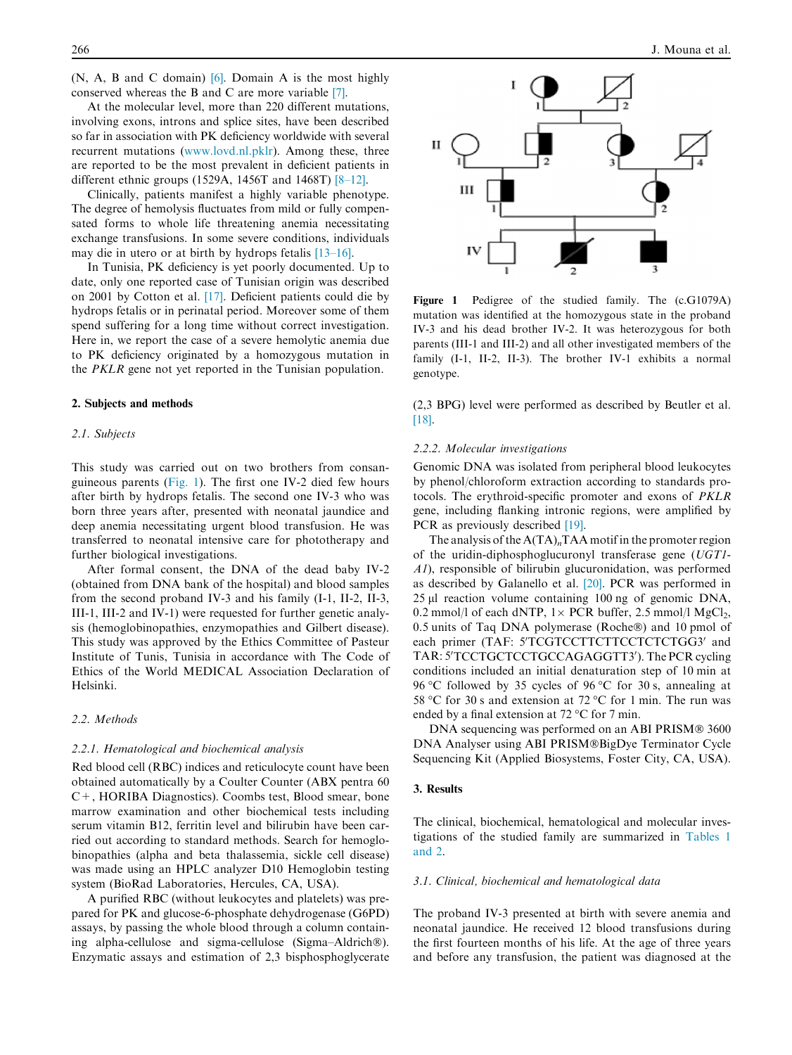(N, A, B and C domain) [6]. Domain A is the most highly conserved whereas the B and C are more variable [7].

At the molecular level, more than 220 different mutations, involving exons, introns and splice sites, have been described so far in association with PK deficiency worldwide with several recurrent mutations (www.lovd.nl.pklr). Among these, three are reported to be the most prevalent in deficient patients in different ethnic groups (1529A, 1456T and 1468T) [8–12].

Clinically, patients manifest a highly variable phenotype. The degree of hemolysis fluctuates from mild or fully compensated forms to whole life threatening anemia necessitating exchange transfusions. In some severe conditions, individuals may die in utero or at birth by hydrops fetalis [13–16].

In Tunisia, PK deficiency is yet poorly documented. Up to date, only one reported case of Tunisian origin was described on 2001 by Cotton et al. [17]. Deficient patients could die by hydrops fetalis or in perinatal period. Moreover some of them spend suffering for a long time without correct investigation. Here in, we report the case of a severe hemolytic anemia due to PK deficiency originated by a homozygous mutation in the *PKLR* gene not yet reported in the Tunisian population.

## 2. Subjects and methods

### 2.1. Subjects

This study was carried out on two brothers from consanguineous parents (Fig. 1). The first one IV-2 died few hours after birth by hydrops fetalis. The second one IV-3 who was born three years after, presented with neonatal jaundice and deep anemia necessitating urgent blood transfusion. He was transferred to neonatal intensive care for phototherapy and further biological investigations.

After formal consent, the DNA of the dead baby IV-2 (obtained from DNA bank of the hospital) and blood samples from the second proband IV-3 and his family (I-1, II-2, II-3, III-1, III-2 and IV-1) were requested for further genetic analysis (hemoglobinopathies, enzymopathies and Gilbert disease). This study was approved by the Ethics Committee of Pasteur Institute of Tunis, Tunisia in accordance with The Code of Ethics of the World MEDICAL Association Declaration of Helsinki.

### 2.2. Methods

#### 2.2.1. Hematological and biochemical analysis

Red blood cell (RBC) indices and reticulocyte count have been obtained automatically by a Coulter Counter (ABX pentra 60 C+, HORIBA Diagnostics). Coombs test, Blood smear, bone marrow examination and other biochemical tests including serum vitamin B12, ferritin level and bilirubin have been carried out according to standard methods. Search for hemoglobinopathies (alpha and beta thalassemia, sickle cell disease) was made using an HPLC analyzer D10 Hemoglobin testing system (BioRad Laboratories, Hercules, CA, USA).

A purified RBC (without leukocytes and platelets) was prepared for PK and glucose-6-phosphate dehydrogenase (G6PD) assays, by passing the whole blood through a column containing alpha-cellulose and sigma-cellulose (Sigma–Aldrich®). Enzymatic assays and estimation of 2,3 bisphosphoglycerate (2,3 BPG) level were performed as described by Beutler et al. [18].

**Figure 1** Pedigree of the studied family. The (c.G1079A) mutation was identified at the homozygous state in the proband IV-3 and his dead brother IV-2. It was heterozygous for both parents (III-1 and III-2) and all other investigated members of the family (I-1, II-2, II-3). The brother IV-1 exhibits a normal genotype.

#### 2.2.2. Molecular investigations

Genomic DNA was isolated from peripheral blood leukocytes by phenol/chloroform extraction according to standards protocols. The erythroid-specific promoter and exons of *PKLR* gene, including flanking intronic regions, were amplified by PCR as previously described [19].

The analysis of the $A(TA)_nTAA$ motif in the promoter region of the uridin-diphosphoglucuronyl transferase gene (*UGT1-A1*), responsible of bilirubin glucuronidation, was performed as described by Galanello et al. [20]. PCR was performed in 25 µl reaction volume containing 100 ng of genomic DNA, 0.2 mmol/l of each dNTP, 1× PCR buffer, 2.5 mmol/l $MgCl_2$, 0.5 units of Taq DNA polymerase (Roche®) and 10 pmol of each primer (TAF: 5′TCGTCCTTCTTCCTCTCTGG3′ and TAR: 5′TCCTGCTCCTGCCAGAGGTT3′). The PCR cycling conditions included an initial denaturation step of 10 min at 96 °C followed by 35 cycles of 96 °C for 30 s, annealing at 58 °C for 30 s and extension at 72 °C for 1 min. The run was ended by a final extension at 72 °C for 7 min.

DNA sequencing was performed on an ABI PRISM® 3600 DNA Analyser using ABI PRISM®BigDye Terminator Cycle Sequencing Kit (Applied Biosystems, Foster City, CA, USA).

## 3. Results

The clinical, biochemical, hematological and molecular investigations of the studied family are summarized in Tables 1 and 2.

### 3.1. Clinical, biochemical and hematological data

The proband IV-3 presented at birth with severe anemia and neonatal jaundice. He received 12 blood transfusions during the first fourteen months of his life. At the age of three years and before any transfusion, the patient was diagnosed at the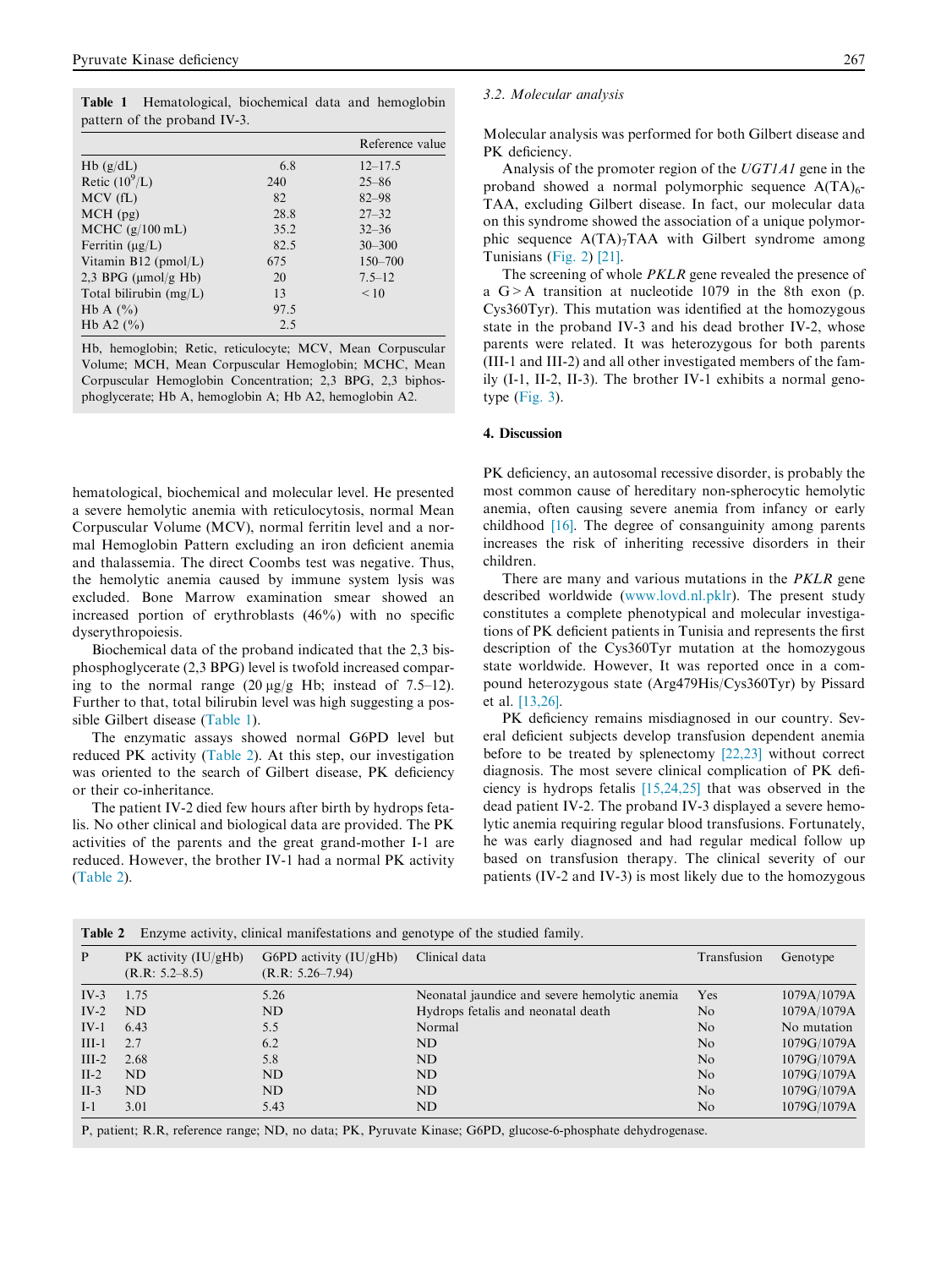**Table 1** Hematological, biochemical data and hemoglobin pattern of the proband IV-3.

| | | Reference value |
|---|---|---|
| Hb (g/dL) | 6.8 | 12–17.5 |
| Retic ($10^9$/L) | 240 | 25–86 |
| MCV (fL) | 82 | 82–98 |
| MCH (pg) | 28.8 | 27–32 |
| MCHC (g/100 mL) | 35.2 | 32–36 |
| Ferritin (μg/L) | 82.5 | 30–300 |
| Vitamin B12 (pmol/L) | 675 | 150–700 |
| 2,3 BPG (μmol/g Hb) | 20 | 7.5–12 |
| Total bilirubin (mg/L) | 13 | <10 |
| Hb A (%) | 97.5 | |
| Hb A2 (%) | 2.5 | |

Hb, hemoglobin; Retic, reticulocyte; MCV, Mean Corpuscular Volume; MCH, Mean Corpuscular Hemoglobin; MCHC, Mean Corpuscular Hemoglobin Concentration; 2,3 BPG, 2,3 biphosphoglycerate; Hb A, hemoglobin A; Hb A2, hemoglobin A2.

hematological, biochemical and molecular level. He presented a severe hemolytic anemia with reticulocytosis, normal Mean Corpuscular Volume (MCV), normal ferritin level and a normal Hemoglobin Pattern excluding an iron deficient anemia and thalassemia. The direct Coombs test was negative. Thus, the hemolytic anemia caused by immune system lysis was excluded. Bone Marrow examination smear showed an increased portion of erythroblasts (46%) with no specific dyserythropoiesis.

Biochemical data of the proband indicated that the 2,3 bisphosphoglycerate (2,3 BPG) level is twofold increased comparing to the normal range (20 μg/g Hb; instead of 7.5–12). Further to that, total bilirubin level was high suggesting a possible Gilbert disease (Table 1).

The enzymatic assays showed normal G6PD level but reduced PK activity (Table 2). At this step, our investigation was oriented to the search of Gilbert disease, PK deficiency or their co-inheritance.

The patient IV-2 died few hours after birth by hydrops fetalis. No other clinical and biological data are provided. The PK activities of the parents and the great grand-mother I-1 are reduced. However, the brother IV-1 had a normal PK activity (Table 2).

### 3.2. Molecular analysis

Molecular analysis was performed for both Gilbert disease and PK deficiency.

Analysis of the promoter region of the *UGT1A1* gene in the proband showed a normal polymorphic sequence $A(TA)_6$-TAA, excluding Gilbert disease. In fact, our molecular data on this syndrome showed the association of a unique polymorphic sequence $A(TA)_7$TAA with Gilbert syndrome among Tunisians (Fig. 2) [21].

The screening of whole *PKLR* gene revealed the presence of a G > A transition at nucleotide 1079 in the 8th exon (p. Cys360Tyr). This mutation was identified at the homozygous state in the proband IV-3 and his dead brother IV-2, whose parents were related. It was heterozygous for both parents (III-1 and III-2) and all other investigated members of the family (I-1, II-2, II-3). The brother IV-1 exhibits a normal genotype (Fig. 3).

## 4. Discussion

PK deficiency, an autosomal recessive disorder, is probably the most common cause of hereditary non-spherocytic hemolytic anemia, often causing severe anemia from infancy or early childhood [16]. The degree of consanguinity among parents increases the risk of inheriting recessive disorders in their children.

There are many and various mutations in the *PKLR* gene described worldwide (www.lovd.nl.pklr). The present study constitutes a complete phenotypical and molecular investigations of PK deficient patients in Tunisia and represents the first description of the Cys360Tyr mutation at the homozygous state worldwide. However, It was reported once in a compound heterozygous state (Arg479His/Cys360Tyr) by Pissard et al. [13,26].

PK deficiency remains misdiagnosed in our country. Several deficient subjects develop transfusion dependent anemia before to be treated by splenectomy [22,23] without correct diagnosis. The most severe clinical complication of PK deficiency is hydrops fetalis [15,24,25] that was observed in the dead patient IV-2. The proband IV-3 displayed a severe hemolytic anemia requiring regular blood transfusions. Fortunately, he was early diagnosed and had regular medical follow up based on transfusion therapy. The clinical severity of our patients (IV-2 and IV-3) is most likely due to the homozygous

**Table 2** Enzyme activity, clinical manifestations and genotype of the studied family.

| P | PK activity (IU/gHb) (R.R: 5.2–8.5) | G6PD activity (IU/gHb) (R.R: 5.26–7.94) | Clinical data | Transfusion | Genotype |
|---|---|---|---|---|---|
| IV-3 | 1.75 | 5.26 | Neonatal jaundice and severe hemolytic anemia | Yes | 1079A/1079A |
| IV-2 | ND | ND | Hydrops fetalis and neonatal death | No | 1079A/1079A |
| IV-1 | 6.43 | 5.5 | Normal | No | No mutation |
| III-1 | 2.7 | 6.2 | ND | No | 1079G/1079A |
| III-2 | 2.68 | 5.8 | ND | No | 1079G/1079A |
| II-2 | ND | ND | ND | No | 1079G/1079A |
| II-3 | ND | ND | ND | No | 1079G/1079A |
| I-1 | 3.01 | 5.43 | ND | No | 1079G/1079A |

P, patient; R.R, reference range; ND, no data; PK, Pyruvate Kinase; G6PD, glucose-6-phosphate dehydrogenase.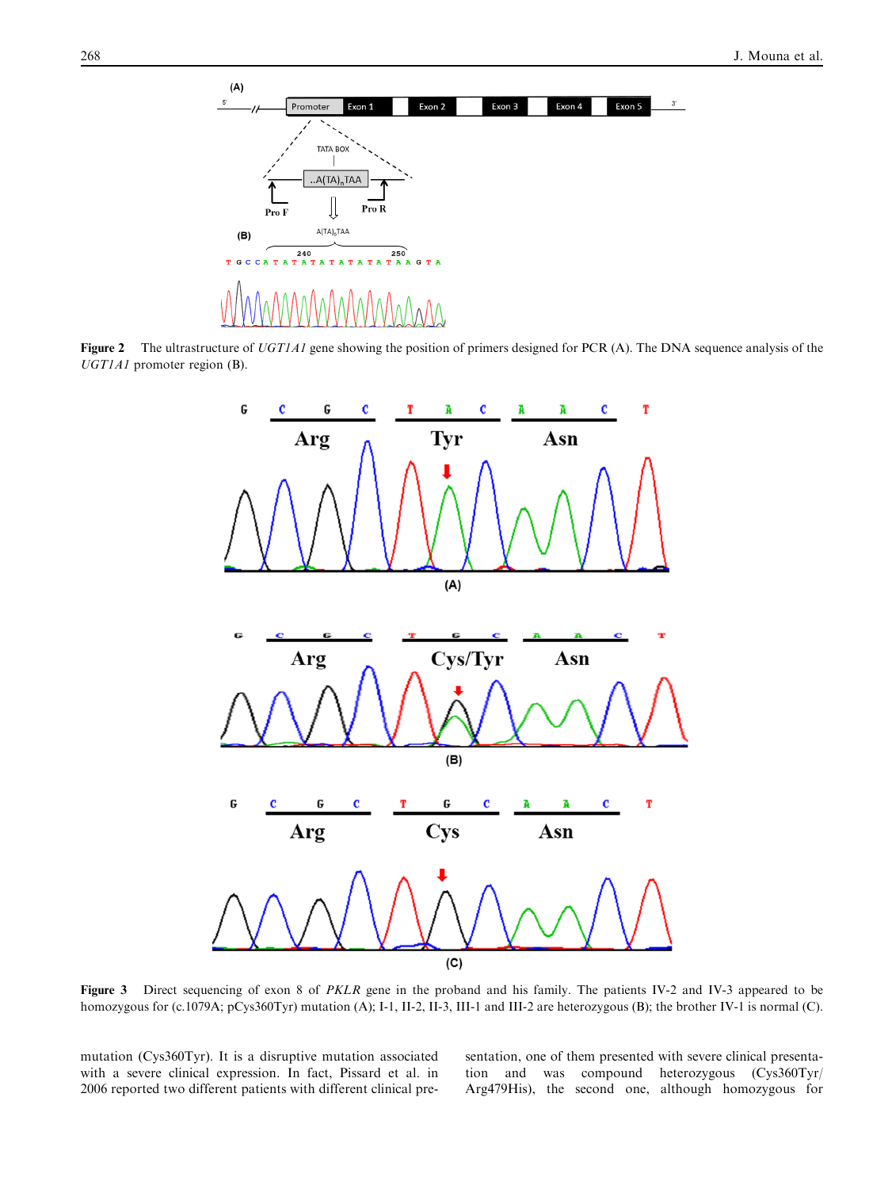**Figure 2** The ultrastructure of *UGT1A1* gene showing the position of primers designed for PCR (A). The DNA sequence analysis of the *UGT1A1* promoter region (B).

**Figure 3** Direct sequencing of exon 8 of *PKLR* gene in the proband and his family. The patients IV-2 and IV-3 appeared to be homozygous for (c.1079A; pCys360Tyr) mutation (A); I-1, II-2, II-3, III-1 and III-2 are heterozygous (B); the brother IV-1 is normal (C).

mutation (Cys360Tyr). It is a disruptive mutation associated with a severe clinical expression. In fact, Pissard et al. in 2006 reported two different patients with different clinical presentation, one of them presented with severe clinical presentation and was compound heterozygous (Cys360Tyr/Arg479His), the second one, although homozygous for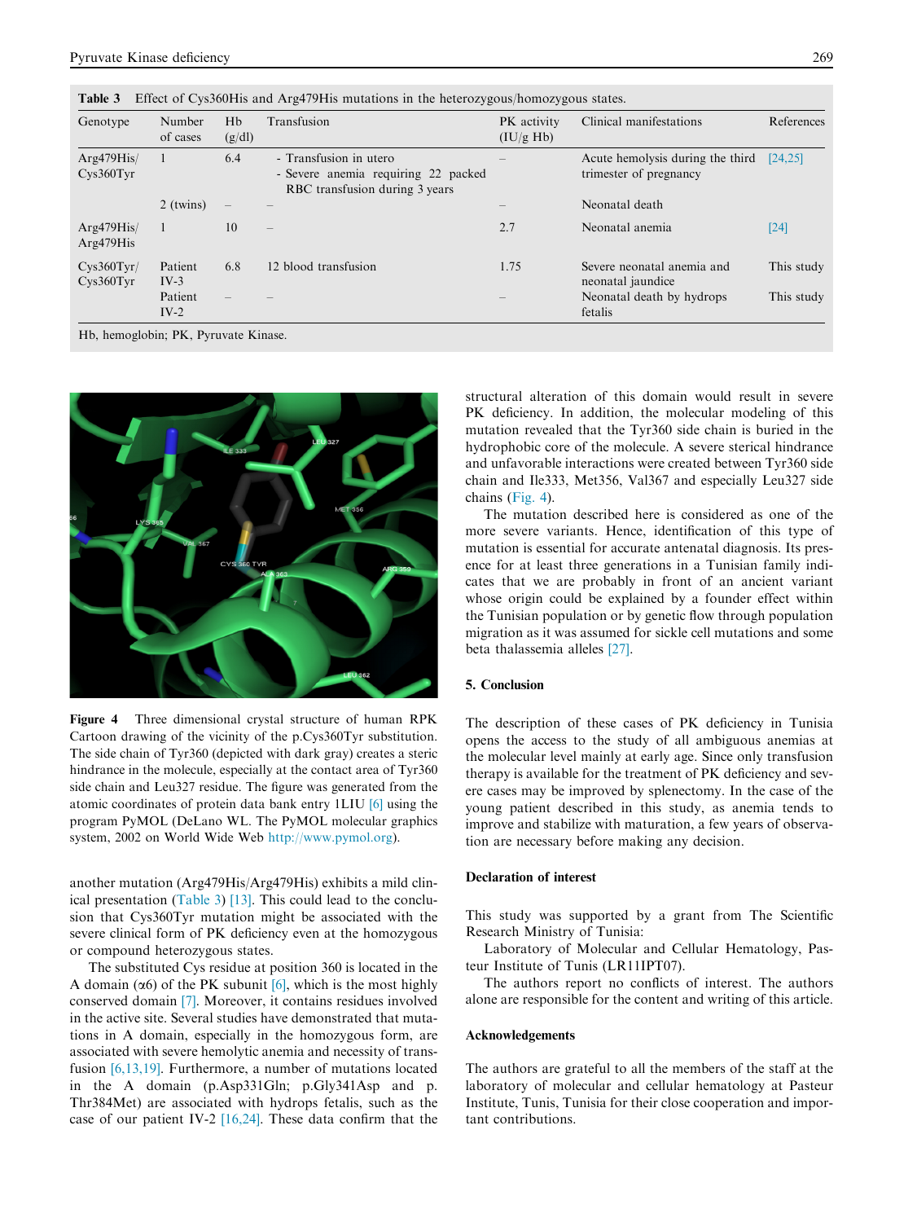**Table 3** Effect of Cys360His and Arg479His mutations in the heterozygous/homozygous states.

| Genotype | Number of cases | Hb (g/dl) | Transfusion | PK activity (IU/g Hb) | Clinical manifestations | References |
|---|---|---|---|---|---|---|
| Arg479His/ Cys360Tyr | 1 | 6.4 | - Transfusion in utero<br>- Severe anemia requiring 22 packed RBC transfusion during 3 years | – | Acute hemolysis during the third trimester of pregnancy | [24,25] |
| | 2 (twins) | – | – | – | Neonatal death | |
| Arg479His/ Arg479His | 1 | 10 | – | 2.7 | Neonatal anemia | [24] |
| Cys360Tyr/ Cys360Tyr | Patient IV-3 | 6.8 | 12 blood transfusion | 1.75 | Severe neonatal anemia and neonatal jaundice | This study |
| | Patient IV-2 | – | – | – | Neonatal death by hydrops fetalis | This study |

Hb, hemoglobin; PK, Pyruvate Kinase.

**Figure 4** Three dimensional crystal structure of human RPK Cartoon drawing of the vicinity of the p.Cys360Tyr substitution. The side chain of Tyr360 (depicted with dark gray) creates a steric hindrance in the molecule, especially at the contact area of Tyr360 side chain and Leu327 residue. The figure was generated from the atomic coordinates of protein data bank entry 1LIU [6] using the program PyMOL (DeLano WL. The PyMOL molecular graphics system, 2002 on World Wide Web http://www.pymol.org).

another mutation (Arg479His/Arg479His) exhibits a mild clinical presentation (Table 3) [13]. This could lead to the conclusion that Cys360Tyr mutation might be associated with the severe clinical form of PK deficiency even at the homozygous or compound heterozygous states.

The substituted Cys residue at position 360 is located in the A domain (α6) of the PK subunit [6], which is the most highly conserved domain [7]. Moreover, it contains residues involved in the active site. Several studies have demonstrated that mutations in A domain, especially in the homozygous form, are associated with severe hemolytic anemia and necessity of transfusion [6,13,19]. Furthermore, a number of mutations located in the A domain (p.Asp331Gln; p.Gly341Asp and p.Thr384Met) are associated with hydrops fetalis, such as the case of our patient IV-2 [16,24]. These data confirm that the structural alteration of this domain would result in severe PK deficiency. In addition, the molecular modeling of this mutation revealed that the Tyr360 side chain is buried in the hydrophobic core of the molecule. A severe sterical hindrance and unfavorable interactions were created between Tyr360 side chain and Ile333, Met356, Val367 and especially Leu327 side chains (Fig. 4).

The mutation described here is considered as one of the more severe variants. Hence, identification of this type of mutation is essential for accurate antenatal diagnosis. Its presence for at least three generations in a Tunisian family indicates that we are probably in front of an ancient variant whose origin could be explained by a founder effect within the Tunisian population or by genetic flow through population migration as it was assumed for sickle cell mutations and some beta thalassemia alleles [27].

## 5. Conclusion

The description of these cases of PK deficiency in Tunisia opens the access to the study of all ambiguous anemias at the molecular level mainly at early age. Since only transfusion therapy is available for the treatment of PK deficiency and severe cases may be improved by splenectomy. In the case of the young patient described in this study, as anemia tends to improve and stabilize with maturation, a few years of observation are necessary before making any decision.

## Declaration of interest

This study was supported by a grant from The Scientific Research Ministry of Tunisia:

Laboratory of Molecular and Cellular Hematology, Pasteur Institute of Tunis (LR11IPT07).

The authors report no conflicts of interest. The authors alone are responsible for the content and writing of this article.

## Acknowledgements

The authors are grateful to all the members of the staff at the laboratory of molecular and cellular hematology at Pasteur Institute, Tunis, Tunisia for their close cooperation and important contributions.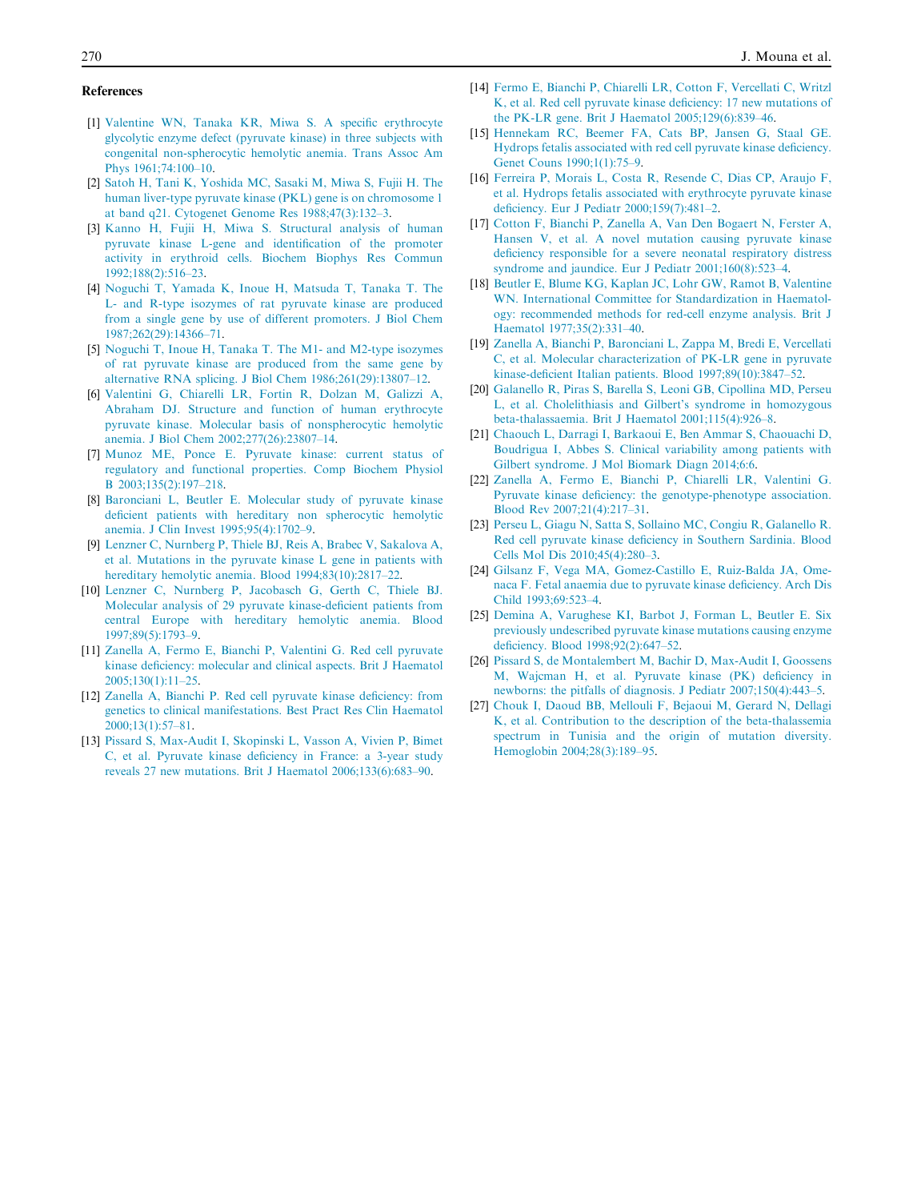## References

[1] Valentine WN, Tanaka KR, Miwa S. A specific erythrocyte glycolytic enzyme defect (pyruvate kinase) in three subjects with congenital non-spherocytic hemolytic anemia. Trans Assoc Am Phys 1961;74:100–10.

[2] Satoh H, Tani K, Yoshida MC, Sasaki M, Miwa S, Fujii H. The human liver-type pyruvate kinase (PKL) gene is on chromosome 1 at band q21. Cytogenet Genome Res 1988;47(3):132–3.

[3] Kanno H, Fujii H, Miwa S. Structural analysis of human pyruvate kinase L-gene and identification of the promoter activity in erythroid cells. Biochem Biophys Res Commun 1992;188(2):516–23.

[4] Noguchi T, Yamada K, Inoue H, Matsuda T, Tanaka T. The L- and R-type isozymes of rat pyruvate kinase are produced from a single gene by use of different promoters. J Biol Chem 1987;262(29):14366–71.

[5] Noguchi T, Inoue H, Tanaka T. The M1- and M2-type isozymes of rat pyruvate kinase are produced from the same gene by alternative RNA splicing. J Biol Chem 1986;261(29):13807–12.

[6] Valentini G, Chiarelli LR, Fortin R, Dolzan M, Galizzi A, Abraham DJ. Structure and function of human erythrocyte pyruvate kinase. Molecular basis of nonspherocytic hemolytic anemia. J Biol Chem 2002;277(26):23807–14.

[7] Munoz ME, Ponce E. Pyruvate kinase: current status of regulatory and functional properties. Comp Biochem Physiol B 2003;135(2):197–218.

[8] Baronciani L, Beutler E. Molecular study of pyruvate kinase deficient patients with hereditary non spherocytic hemolytic anemia. J Clin Invest 1995;95(4):1702–9.

[9] Lenzner C, Nurnberg P, Thiele BJ, Reis A, Brabec V, Sakalova A, et al. Mutations in the pyruvate kinase L gene in patients with hereditary hemolytic anemia. Blood 1994;83(10):2817–22.

[10] Lenzner C, Nurnberg P, Jacobasch G, Gerth C, Thiele BJ. Molecular analysis of 29 pyruvate kinase-deficient patients from central Europe with hereditary hemolytic anemia. Blood 1997;89(5):1793–9.

[11] Zanella A, Fermo E, Bianchi P, Valentini G. Red cell pyruvate kinase deficiency: molecular and clinical aspects. Brit J Haematol 2005;130(1):11–25.

[12] Zanella A, Bianchi P. Red cell pyruvate kinase deficiency: from genetics to clinical manifestations. Best Pract Res Clin Haematol 2000;13(1):57–81.

[13] Pissard S, Max-Audit I, Skopinski L, Vasson A, Vivien P, Bimet C, et al. Pyruvate kinase deficiency in France: a 3-year study reveals 27 new mutations. Brit J Haematol 2006;133(6):683–90.

[14] Fermo E, Bianchi P, Chiarelli LR, Cotton F, Vercellati C, Writzl K, et al. Red cell pyruvate kinase deficiency: 17 new mutations of the PK-LR gene. Brit J Haematol 2005;129(6):839–46.

[15] Hennekam RC, Beemer FA, Cats BP, Jansen G, Staal GE. Hydrops fetalis associated with red cell pyruvate kinase deficiency. Genet Couns 1990;1(1):75–9.

[16] Ferreira P, Morais L, Costa R, Resende C, Dias CP, Araujo F, et al. Hydrops fetalis associated with erythrocyte pyruvate kinase deficiency. Eur J Pediatr 2000;159(7):481–2.

[17] Cotton F, Bianchi P, Zanella A, Van Den Bogaert N, Ferster A, Hansen V, et al. A novel mutation causing pyruvate kinase deficiency responsible for a severe neonatal respiratory distress syndrome and jaundice. Eur J Pediatr 2001;160(8):523–4.

[18] Beutler E, Blume KG, Kaplan JC, Lohr GW, Ramot B, Valentine WN. International Committee for Standardization in Haematology: recommended methods for red-cell enzyme analysis. Brit J Haematol 1977;35(2):331–40.

[19] Zanella A, Bianchi P, Baronciani L, Zappa M, Bredi E, Vercellati C, et al. Molecular characterization of PK-LR gene in pyruvate kinase-deficient Italian patients. Blood 1997;89(10):3847–52.

[20] Galanello R, Piras S, Barella S, Leoni GB, Cipollina MD, Perseu L, et al. Cholelithiasis and Gilbert's syndrome in homozygous beta-thalassaemia. Brit J Haematol 2001;115(4):926–8.

[21] Chaouch L, Darragi I, Barkaoui E, Ben Ammar S, Chaouachi D, Boudrigua I, Abbes S. Clinical variability among patients with Gilbert syndrome. J Mol Biomark Diagn 2014;6:6.

[22] Zanella A, Fermo E, Bianchi P, Chiarelli LR, Valentini G. Pyruvate kinase deficiency: the genotype-phenotype association. Blood Rev 2007;21(4):217–31.

[23] Perseu L, Giagu N, Satta S, Sollaino MC, Congiu R, Galanello R. Red cell pyruvate kinase deficiency in Southern Sardinia. Blood Cells Mol Dis 2010;45(4):280–3.

[24] Gilsanz F, Vega MA, Gomez-Castillo E, Ruiz-Balda JA, Omenaca F. Fetal anaemia due to pyruvate kinase deficiency. Arch Dis Child 1993;69:523–4.

[25] Demina A, Varughese KI, Barbot J, Forman L, Beutler E. Six previously undescribed pyruvate kinase mutations causing enzyme deficiency. Blood 1998;92(2):647–52.

[26] Pissard S, de Montalembert M, Bachir D, Max-Audit I, Goossens M, Wajcman H, et al. Pyruvate kinase (PK) deficiency in newborns: the pitfalls of diagnosis. J Pediatr 2007;150(4):443–5.

[27] Chouk I, Daoud BB, Mellouli F, Bejaoui M, Gerard N, Dellagi K, et al. Contribution to the description of the beta-thalassemia spectrum in Tunisia and the origin of mutation diversity. Hemoglobin 2004;28(3):189–95.